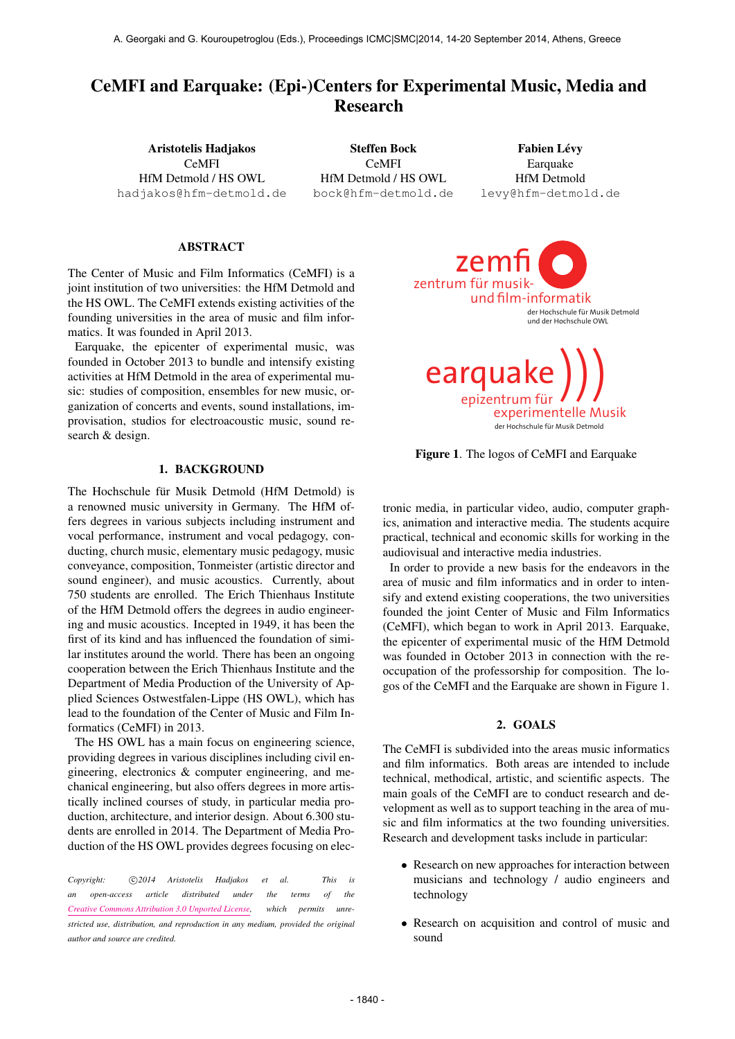# CeMFI and Earquake: (Epi-)Centers for Experimental Music, Media and Research

**Aristotelis Hadjakos**
CeMFI
HfM Detmold / HS OWL
hadjakos@hfm-detmold.de

**Steffen Bock**
CeMFI
HfM Detmold / HS OWL
bock@hfm-detmold.de

**Fabien Lévy**
Earquake
HfM Detmold
levy@hfm-detmold.de

## ABSTRACT

The Center of Music and Film Informatics (CeMFI) is a joint institution of two universities: the HfM Detmold and the HS OWL. The CeMFI extends existing activities of the founding universities in the area of music and film informatics. It was founded in April 2013.

Earquake, the epicenter of experimental music, was founded in October 2013 to bundle and intensify existing activities at HfM Detmold in the area of experimental music: studies of composition, ensembles for new music, organization of concerts and events, sound installations, improvisation, studios for electroacoustic music, sound research & design.

## 1. BACKGROUND

The Hochschule für Musik Detmold (HfM Detmold) is a renowned music university in Germany. The HfM offers degrees in various subjects including instrument and vocal performance, instrument and vocal pedagogy, conducting, church music, elementary music pedagogy, music conveyance, composition, Tonmeister (artistic director and sound engineer), and music acoustics. Currently, about 750 students are enrolled. The Erich Thienhaus Institute of the HfM Detmold offers the degrees in audio engineering and music acoustics. Incepted in 1949, it has been the first of its kind and has influenced the foundation of similar institutes around the world. There has been an ongoing cooperation between the Erich Thienhaus Institute and the Department of Media Production of the University of Applied Sciences Ostwestfalen-Lippe (HS OWL), which has lead to the foundation of the Center of Music and Film Informatics (CeMFI) in 2013.

The HS OWL has a main focus on engineering science, providing degrees in various disciplines including civil engineering, electronics & computer engineering, and mechanical engineering, but also offers degrees in more artistically inclined courses of study, in particular media production, architecture, and interior design. About 6.300 students are enrolled in 2014. The Department of Media Production of the HS OWL provides degrees focusing on electronic media, in particular video, audio, computer graphics, animation and interactive media. The students acquire practical, technical and economic skills for working in the audiovisual and interactive media industries.

In order to provide a new basis for the endeavors in the area of music and film informatics and in order to intensify and extend existing cooperations, the two universities founded the joint Center of Music and Film Informatics (CeMFI), which began to work in April 2013. Earquake, the epicenter of experimental music of the HfM Detmold was founded in October 2013 in connection with the reoccupation of the professorship for composition. The logos of the CeMFI and the Earquake are shown in Figure 1.

zemfi
zentrum für musik- und film-informatik
der Hochschule für Musik Detmold und der Hochschule OWL

earquake )))
epizentrum für experimentelle Musik
der Hochschule für Musik Detmold

**Figure 1**. The logos of CeMFI and Earquake

*Copyright: ©2014 Aristotelis Hadjakos et al. This is an open-access article distributed under the terms of the Creative Commons Attribution 3.0 Unported License, which permits unrestricted use, distribution, and reproduction in any medium, provided the original author and source are credited.*

## 2. GOALS

The CeMFI is subdivided into the areas music informatics and film informatics. Both areas are intended to include technical, methodical, artistic, and scientific aspects. The main goals of the CeMFI are to conduct research and development as well as to support teaching in the area of music and film informatics at the two founding universities. Research and development tasks include in particular:

- Research on new approaches for interaction between musicians and technology / audio engineers and technology
- Research on acquisition and control of music and sound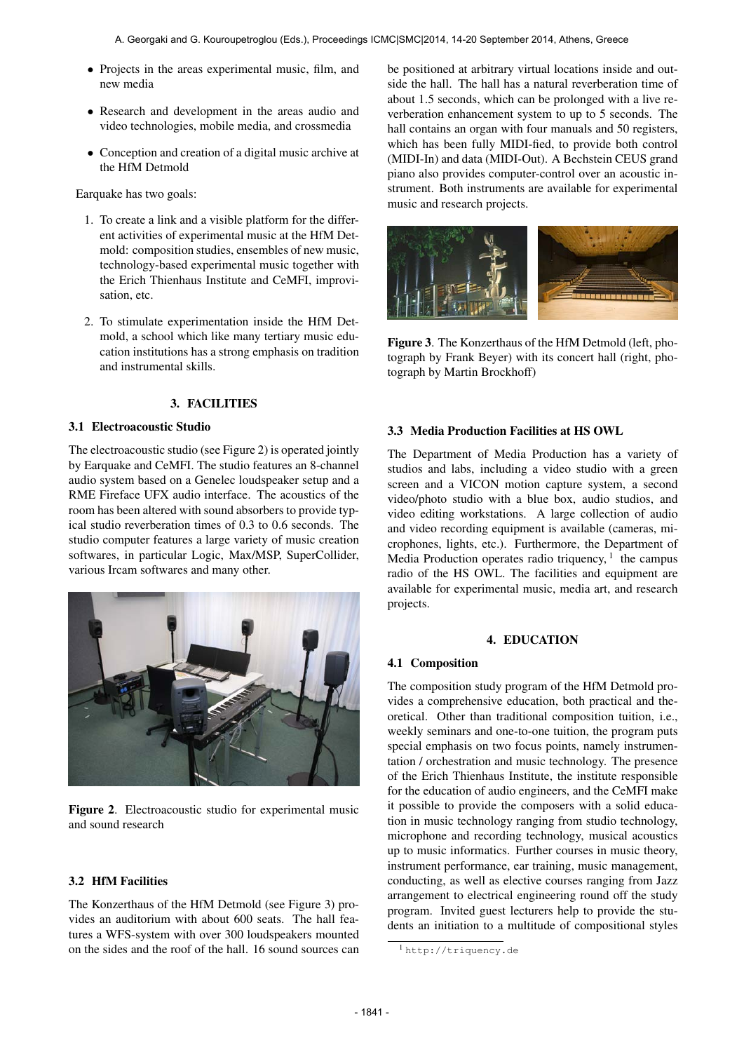- Projects in the areas experimental music, film, and new media
- Research and development in the areas audio and video technologies, mobile media, and crossmedia
- Conception and creation of a digital music archive at the HfM Detmold

Earquake has two goals:

1. To create a link and a visible platform for the different activities of experimental music at the HfM Detmold: composition studies, ensembles of new music, technology-based experimental music together with the Erich Thienhaus Institute and CeMFI, improvisation, etc.
2. To stimulate experimentation inside the HfM Detmold, a school which like many tertiary music education institutions has a strong emphasis on tradition and instrumental skills.

## 3. FACILITIES

### 3.1 Electroacoustic Studio

The electroacoustic studio (see Figure 2) is operated jointly by Earquake and CeMFI. The studio features an 8-channel audio system based on a Genelec loudspeaker setup and a RME Fireface UFX audio interface. The acoustics of the room has been altered with sound absorbers to provide typical studio reverberation times of 0.3 to 0.6 seconds. The studio computer features a large variety of music creation softwares, in particular Logic, Max/MSP, SuperCollider, various Ircam softwares and many other.

**Figure 2**. Electroacoustic studio for experimental music and sound research

### 3.2 HfM Facilities

The Konzerthaus of the HfM Detmold (see Figure 3) provides an auditorium with about 600 seats. The hall features a WFS-system with over 300 loudspeakers mounted on the sides and the roof of the hall. 16 sound sources can be positioned at arbitrary virtual locations inside and outside the hall. The hall has a natural reverberation time of about 1.5 seconds, which can be prolonged with a live reverberation enhancement system to up to 5 seconds. The hall contains an organ with four manuals and 50 registers, which has been fully MIDI-fied, to provide both control (MIDI-In) and data (MIDI-Out). A Bechstein CEUS grand piano also provides computer-control over an acoustic instrument. Both instruments are available for experimental music and research projects.

**Figure 3**. The Konzerthaus of the HfM Detmold (left, photograph by Frank Beyer) with its concert hall (right, photograph by Martin Brockhoff)

### 3.3 Media Production Facilities at HS OWL

The Department of Media Production has a variety of studios and labs, including a video studio with a green screen and a VICON motion capture system, a second video/photo studio with a blue box, audio studios, and video editing workstations. A large collection of audio and video recording equipment is available (cameras, microphones, lights, etc.). Furthermore, the Department of Media Production operates radio triquency, [1] the campus radio of the HS OWL. The facilities and equipment are available for experimental music, media art, and research projects.

## 4. EDUCATION

### 4.1 Composition

The composition study program of the HfM Detmold provides a comprehensive education, both practical and theoretical. Other than traditional composition tuition, i.e., weekly seminars and one-to-one tuition, the program puts special emphasis on two focus points, namely instrumentation / orchestration and music technology. The presence of the Erich Thienhaus Institute, the institute responsible for the education of audio engineers, and the CeMFI make it possible to provide the composers with a solid education in music technology ranging from studio technology, microphone and recording technology, musical acoustics up to music informatics. Further courses in music theory, instrument performance, ear training, music management, conducting, as well as elective courses ranging from Jazz arrangement to electrical engineering round off the study program. Invited guest lecturers help to provide the students an initiation to a multitude of compositional styles

[1] http://triquency.de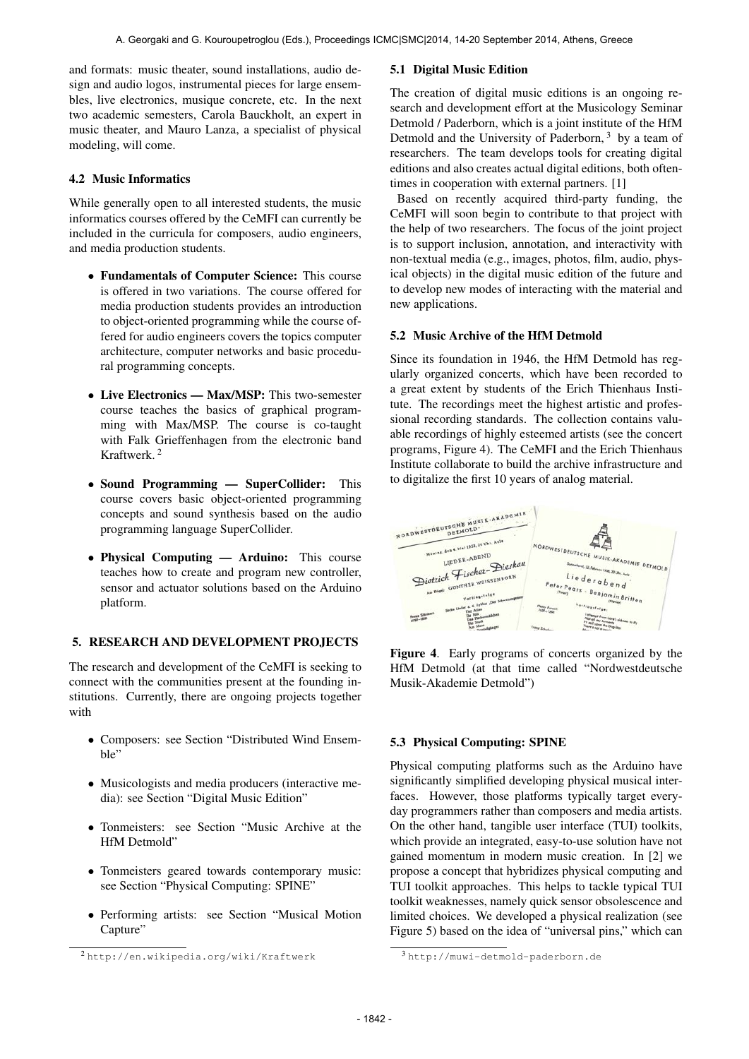and formats: music theater, sound installations, audio design and audio logos, instrumental pieces for large ensembles, live electronics, musique concrete, etc. In the next two academic semesters, Carola Bauckholt, an expert in music theater, and Mauro Lanza, a specialist of physical modeling, will come.

### 4.2 Music Informatics

While generally open to all interested students, the music informatics courses offered by the CeMFI can currently be included in the curricula for composers, audio engineers, and media production students.

- **Fundamentals of Computer Science:** This course is offered in two variations. The course offered for media production students provides an introduction to object-oriented programming while the course offered for audio engineers covers the topics computer architecture, computer networks and basic procedural programming concepts.
- **Live Electronics — Max/MSP:** This two-semester course teaches the basics of graphical programming with Max/MSP. The course is co-taught with Falk Grieffenhagen from the electronic band Kraftwerk. [2]
- **Sound Programming — SuperCollider:** This course covers basic object-oriented programming concepts and sound synthesis based on the audio programming language SuperCollider.
- **Physical Computing — Arduino:** This course teaches how to create and program new controller, sensor and actuator solutions based on the Arduino platform.

## 5. RESEARCH AND DEVELOPMENT PROJECTS

The research and development of the CeMFI is seeking to connect with the communities present at the founding institutions. Currently, there are ongoing projects together with

- Composers: see Section "Distributed Wind Ensemble"
- Musicologists and media producers (interactive media): see Section "Digital Music Edition"
- Tonmeisters: see Section "Music Archive at the HfM Detmold"
- Tonmeisters geared towards contemporary music: see Section "Physical Computing: SPINE"
- Performing artists: see Section "Musical Motion Capture"

[2] http://en.wikipedia.org/wiki/Kraftwerk

### 5.1 Digital Music Edition

The creation of digital music editions is an ongoing research and development effort at the Musicology Seminar Detmold / Paderborn, which is a joint institute of the HfM Detmold and the University of Paderborn, [3] by a team of researchers. The team develops tools for creating digital editions and also creates actual digital editions, both oftentimes in cooperation with external partners. [1]

Based on recently acquired third-party funding, the CeMFI will soon begin to contribute to that project with the help of two researchers. The focus of the joint project is to support inclusion, annotation, and interactivity with non-textual media (e.g., images, photos, film, audio, physical objects) in the digital music edition of the future and to develop new modes of interacting with the material and new applications.

### 5.2 Music Archive of the HfM Detmold

Since its foundation in 1946, the HfM Detmold has regularly organized concerts, which have been recorded to a great extent by students of the Erich Thienhaus Institute. The recordings meet the highest artistic and professional recording standards. The collection contains valuable recordings of highly esteemed artists (see the concert programs, Figure 4). The CeMFI and the Erich Thienhaus Institute collaborate to build the archive infrastructure and to digitalize the first 10 years of analog material.

**Figure 4**. Early programs of concerts organized by the HfM Detmold (at that time called "Nordwestdeutsche Musik-Akademie Detmold")

### 5.3 Physical Computing: SPINE

Physical computing platforms such as the Arduino have significantly simplified developing physical musical interfaces. However, those platforms typically target everyday programmers rather than composers and media artists. On the other hand, tangible user interface (TUI) toolkits, which provide an integrated, easy-to-use solution have not gained momentum in modern music creation. In [2] we propose a concept that hybridizes physical computing and TUI toolkit approaches. This helps to tackle typical TUI toolkit weaknesses, namely quick sensor obsolescence and limited choices. We developed a physical realization (see Figure 5) based on the idea of "universal pins," which can

[3] http://muwi-detmold-paderborn.de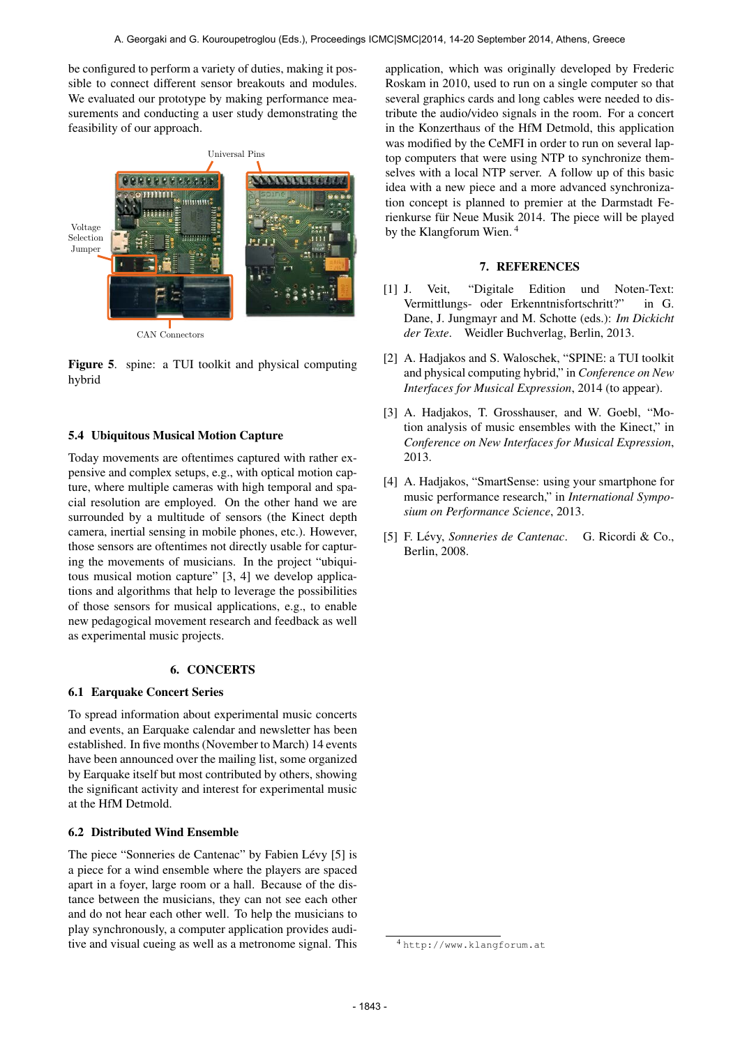be configured to perform a variety of duties, making it possible to connect different sensor breakouts and modules. We evaluated our prototype by making performance measurements and conducting a user study demonstrating the feasibility of our approach.

Universal Pins

Voltage Selection Jumper

CAN Connectors

**Figure 5**. spine: a TUI toolkit and physical computing hybrid

### 5.4 Ubiquitous Musical Motion Capture

Today movements are oftentimes captured with rather expensive and complex setups, e.g., with optical motion capture, where multiple cameras with high temporal and spacial resolution are employed. On the other hand we are surrounded by a multitude of sensors (the Kinect depth camera, inertial sensing in mobile phones, etc.). However, those sensors are oftentimes not directly usable for capturing the movements of musicians. In the project "ubiquitous musical motion capture" [3, 4] we develop applications and algorithms that help to leverage the possibilities of those sensors for musical applications, e.g., to enable new pedagogical movement research and feedback as well as experimental music projects.

## 6. CONCERTS

### 6.1 Earquake Concert Series

To spread information about experimental music concerts and events, an Earquake calendar and newsletter has been established. In five months (November to March) 14 events have been announced over the mailing list, some organized by Earquake itself but most contributed by others, showing the significant activity and interest for experimental music at the HfM Detmold.

### 6.2 Distributed Wind Ensemble

The piece "Sonneries de Cantenac" by Fabien Lévy [5] is a piece for a wind ensemble where the players are spaced apart in a foyer, large room or a hall. Because of the distance between the musicians, they can not see each other and do not hear each other well. To help the musicians to play synchronously, a computer application provides auditive and visual cueing as well as a metronome signal. This application, which was originally developed by Frederic Roskam in 2010, was configured to run on a single computer so that several graphics cards and long cables were needed to distribute the audio/video signals in the room. For a concert in the Konzerthaus of the HfM Detmold, this application was modified by the CeMFI in order to run on several laptop computers that were using NTP to synchronize themselves with a local NTP server. A follow up of this basic idea with a new piece and a more advanced synchronization concept is planned to premier at the Darmstadt Ferienkurse für Neue Musik 2014. The piece will be played by the Klangforum Wien. [4]

## 7. REFERENCES

[1] J. Veit, "Digitale Edition und Noten-Text: Vermittlungs- oder Erkenntnisfortschritt?" in G. Dane, J. Jungmayr and M. Schotte (eds.): *Im Dickicht der Texte*. Weidler Buchverlag, Berlin, 2013.

[2] A. Hadjakos and S. Waloschek, "SPINE: a TUI toolkit and physical computing hybrid," in *Conference on New Interfaces for Musical Expression*, 2014 (to appear).

[3] A. Hadjakos, T. Grosshauser, and W. Goebl, "Motion analysis of music ensembles with the Kinect," in *Conference on New Interfaces for Musical Expression*, 2013.

[4] A. Hadjakos, "SmartSense: using your smartphone for music performance research," in *International Symposium on Performance Science*, 2013.

[5] F. Lévy, *Sonneries de Cantenac*. G. Ricordi & Co., Berlin, 2008.

[4] http://www.klangforum.at